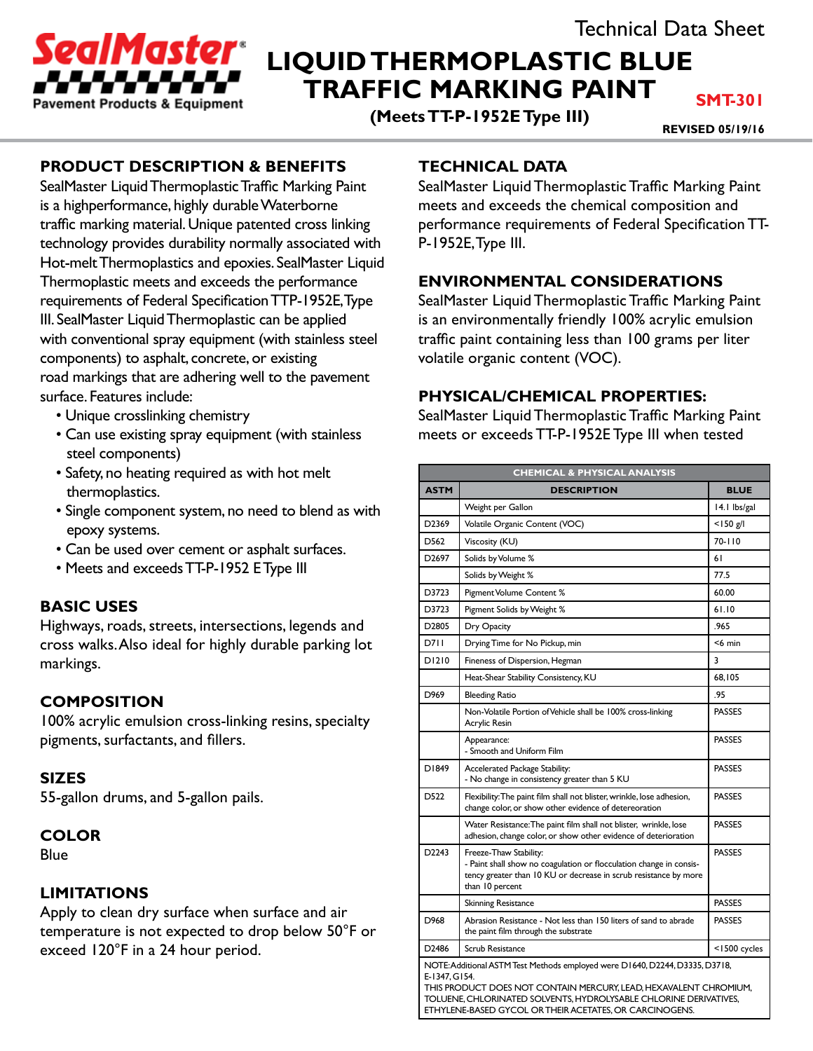Technical Data Sheet

# LIQUID THERMOPLASTIC BLUE TRAFFIC MARKING PAINT

**(Meets TT-P-1952E Type III)**

**SMT-301**

**REVISED 05/19/16**

## PRODUCT DESCRIPTION & BENEFITS

SealMaster Liquid Thermoplastic Traffic Marking Paint is a highperformance, highly durable Waterborne traffic marking material. Unique patented cross linking technology provides durability normally associated with Hot-melt Thermoplastics and epoxies. SealMaster Liquid Thermoplastic meets and exceeds the performance requirements of Federal Specification TTP-1952E, Type III. SealMaster Liquid Thermoplastic can be applied with conventional spray equipment (with stainless steel components) to asphalt, concrete, or existing road markings that are adhering well to the pavement surface. Features include:

- Unique crosslinking chemistry
- Can use existing spray equipment (with stainless steel components)
- Safety, no heating required as with hot melt thermoplastics.
- Single component system, no need to blend as with epoxy systems.
- Can be used over cement or asphalt surfaces.
- Meets and exceeds TT-P-1952 E Type III

## BASIC USES

Highways, roads, streets, intersections, legends and cross walks. Also ideal for highly durable parking lot markings.

## COMPOSITION

100% acrylic emulsion cross-linking resins, specialty pigments, surfactants, and fillers.

## SIZES

55-gallon drums, and 5-gallon pails.

## COLOR

Blue

## LIMITATIONS

Apply to clean dry surface when surface and air temperature is not expected to drop below 50°F or exceed 120°F in a 24 hour period.

## TECHNICAL DATA

SealMaster Liquid Thermoplastic Traffic Marking Paint meets and exceeds the chemical composition and performance requirements of Federal Specification TT-P-1952E, Type III.

## ENVIRONMENTAL CONSIDERATIONS

SealMaster Liquid Thermoplastic Traffic Marking Paint is an environmentally friendly 100% acrylic emulsion traffic paint containing less than 100 grams per liter volatile organic content (VOC).

## PHYSICAL/CHEMICAL PROPERTIES:

SealMaster Liquid Thermoplastic Traffic Marking Paint meets or exceeds TT-P-1952E Type III when tested

| CHEMICAL & PHYSICAL ANALYSIS | | |
|---|---|---|
| ASTM | DESCRIPTION | BLUE |
| | Weight per Gallon | 14.1 lbs/gal |
| D2369 | Volatile Organic Content (VOC) | <150 g/l |
| D562 | Viscosity (KU) | 70-110 |
| D2697 | Solids by Volume % | 61 |
| | Solids by Weight % | 77.5 |
| D3723 | Pigment Volume Content % | 60.00 |
| D3723 | Pigment Solids by Weight % | 61.10 |
| D2805 | Dry Opacity | .965 |
| D711 | Drying Time for No Pickup, min | <6 min |
| D1210 | Fineness of Dispersion, Hegman | 3 |
| | Heat-Shear Stability Consistency, KU | 68,105 |
| D969 | Bleeding Ratio | .95 |
| | Non-Volatile Portion of Vehicle shall be 100% cross-linking Acrylic Resin | PASSES |
| | Appearance: - Smooth and Uniform Film | PASSES |
| D1849 | Accelerated Package Stability: - No change in consistency greater than 5 KU | PASSES |
| D522 | Flexibility: The paint film shall not blister, wrinkle, lose adhesion, change color, or show other evidence of detereoration | PASSES |
| | Water Resistance: The paint film shall not blister, wrinkle, lose adhesion, change color, or show other evidence of deterioration | PASSES |
| D2243 | Freeze-Thaw Stability: - Paint shall show no coagulation or flocculation change in consistency greater than 10 KU or decrease in scrub resistance by more than 10 percent | PASSES |
| | Skinning Resistance | PASSES |
| D968 | Abrasion Resistance - Not less than 150 liters of sand to abrade the paint film through the substrate | PASSES |
| D2486 | Scrub Resistance | <1500 cycles |

NOTE: Additional ASTM Test Methods employed were D1640, D2244, D3335, D3718, E-1347, G154.
THIS PRODUCT DOES NOT CONTAIN MERCURY, LEAD, HEXAVALENT CHROMIUM, TOLUENE, CHLORINATED SOLVENTS, HYDROLYSABLE CHLORINE DERIVATIVES, ETHYLENE-BASED GYCOL OR THEIR ACETATES, OR CARCINOGENS.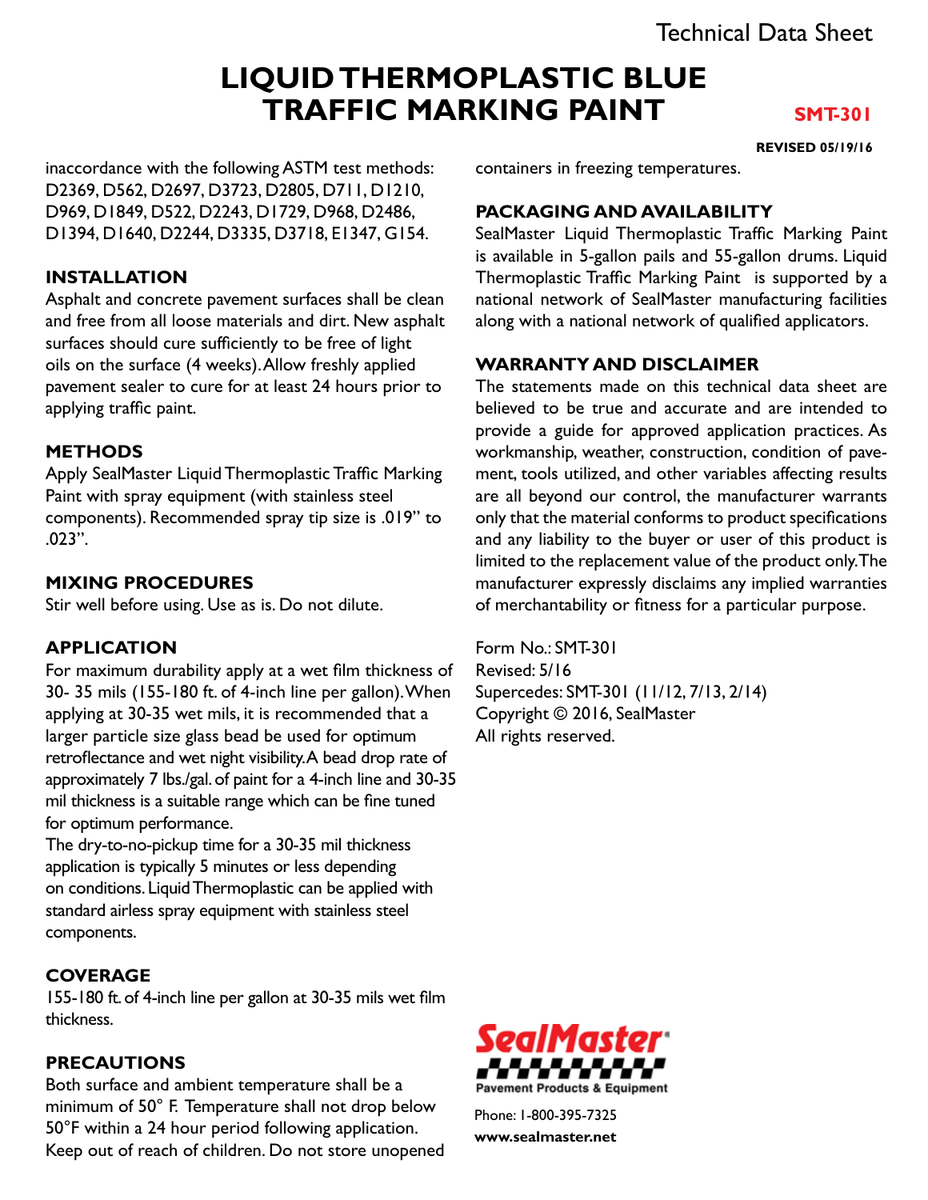Technical Data Sheet

# LIQUID THERMOPLASTIC BLUE TRAFFIC MARKING PAINT

**SMT-301**

**REVISED 05/19/16**

inaccordance with the following ASTM test methods: D2369, D562, D2697, D3723, D2805, D711, D1210, D969, D1849, D522, D2243, D1729, D968, D2486, D1394, D1640, D2244, D3335, D3718, E1347, G154.

## INSTALLATION

Asphalt and concrete pavement surfaces shall be clean and free from all loose materials and dirt. New asphalt surfaces should cure sufficiently to be free of light oils on the surface (4 weeks). Allow freshly applied pavement sealer to cure for at least 24 hours prior to applying traffic paint.

## METHODS

Apply SealMaster Liquid Thermoplastic Traffic Marking Paint with spray equipment (with stainless steel components). Recommended spray tip size is .019" to .023".

## MIXING PROCEDURES

Stir well before using. Use as is. Do not dilute.

## APPLICATION

For maximum durability apply at a wet film thickness of 30- 35 mils (155-180 ft. of 4-inch line per gallon). When applying at 30-35 wet mils, it is recommended that a larger particle size glass bead be used for optimum retroflectance and wet night visibility. A bead drop rate of approximately 7 lbs./gal. of paint for a 4-inch line and 30-35 mil thickness is a suitable range which can be fine tuned for optimum performance.

The dry-to-no-pickup time for a 30-35 mil thickness application is typically 5 minutes or less depending on conditions. Liquid Thermoplastic can be applied with standard airless spray equipment with stainless steel components.

## COVERAGE

155-180 ft. of 4-inch line per gallon at 30-35 mils wet film thickness.

## PRECAUTIONS

Both surface and ambient temperature shall be a minimum of 50° F. Temperature shall not drop below 50°F within a 24 hour period following application. Keep out of reach of children. Do not store unopened containers in freezing temperatures.

## PACKAGING AND AVAILABILITY

SealMaster Liquid Thermoplastic Traffic Marking Paint is available in 5-gallon pails and 55-gallon drums. Liquid Thermoplastic Traffic Marking Paint is supported by a national network of SealMaster manufacturing facilities along with a national network of qualified applicators.

## WARRANTY AND DISCLAIMER

The statements made on this technical data sheet are believed to be true and accurate and are intended to provide a guide for approved application practices. As workmanship, weather, construction, condition of pavement, tools utilized, and other variables affecting results are all beyond our control, the manufacturer warrants only that the material conforms to product specifications and any liability to the buyer or user of this product is limited to the replacement value of the product only. The manufacturer expressly disclaims any implied warranties of merchantability or fitness for a particular purpose.

Form No.: SMT-301
Revised: 5/16
Supercedes: SMT-301 (11/12, 7/13, 2/14)
Copyright © 2016, SealMaster
All rights reserved.

SealMaster®
Pavement Products & Equipment

Phone: 1-800-395-7325
**www.sealmaster.net**